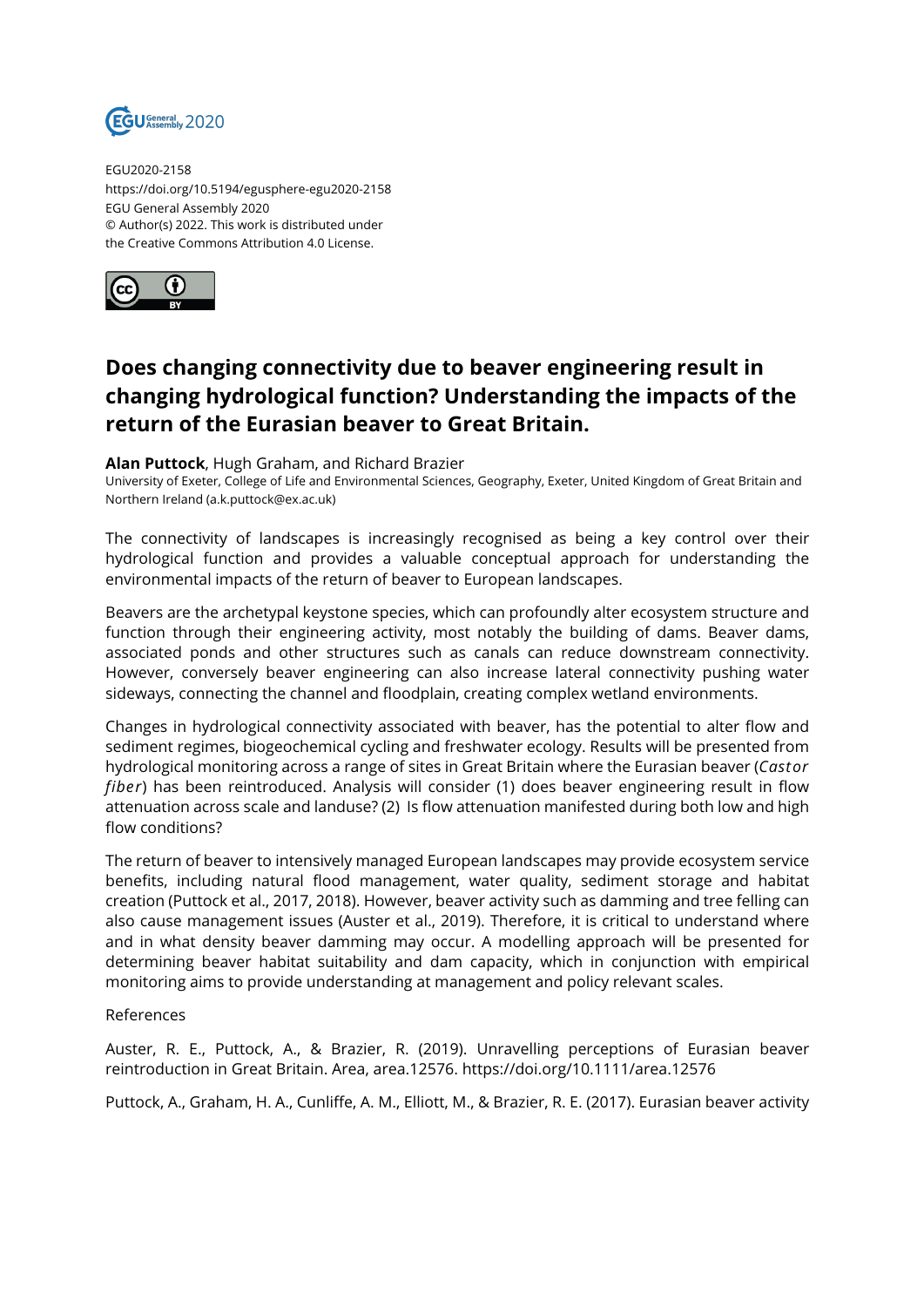EGU2020-2158
https://doi.org/10.5194/egusphere-egu2020-2158
EGU General Assembly 2020
© Author(s) 2022. This work is distributed under
the Creative Commons Attribution 4.0 License.

# Does changing connectivity due to beaver engineering result in changing hydrological function? Understanding the impacts of the return of the Eurasian beaver to Great Britain.

**Alan Puttock**, Hugh Graham, and Richard Brazier
University of Exeter, College of Life and Environmental Sciences, Geography, Exeter, United Kingdom of Great Britain and Northern Ireland (a.k.puttock@ex.ac.uk)

The connectivity of landscapes is increasingly recognised as being a key control over their hydrological function and provides a valuable conceptual approach for understanding the environmental impacts of the return of beaver to European landscapes.

Beavers are the archetypal keystone species, which can profoundly alter ecosystem structure and function through their engineering activity, most notably the building of dams. Beaver dams, associated ponds and other structures such as canals can reduce downstream connectivity. However, conversely beaver engineering can also increase lateral connectivity pushing water sideways, connecting the channel and floodplain, creating complex wetland environments.

Changes in hydrological connectivity associated with beaver, has the potential to alter flow and sediment regimes, biogeochemical cycling and freshwater ecology. Results will be presented from hydrological monitoring across a range of sites in Great Britain where the Eurasian beaver (*Castor fiber*) has been reintroduced. Analysis will consider (1) does beaver engineering result in flow attenuation across scale and landuse? (2) Is flow attenuation manifested during both low and high flow conditions?

The return of beaver to intensively managed European landscapes may provide ecosystem service benefits, including natural flood management, water quality, sediment storage and habitat creation (Puttock et al., 2017, 2018). However, beaver activity such as damming and tree felling can also cause management issues (Auster et al., 2019). Therefore, it is critical to understand where and in what density beaver damming may occur. A modelling approach will be presented for determining beaver habitat suitability and dam capacity, which in conjunction with empirical monitoring aims to provide understanding at management and policy relevant scales.

References

Auster, R. E., Puttock, A., & Brazier, R. (2019). Unravelling perceptions of Eurasian beaver reintroduction in Great Britain. Area, area.12576. https://doi.org/10.1111/area.12576

Puttock, A., Graham, H. A., Cunliffe, A. M., Elliott, M., & Brazier, R. E. (2017). Eurasian beaver activity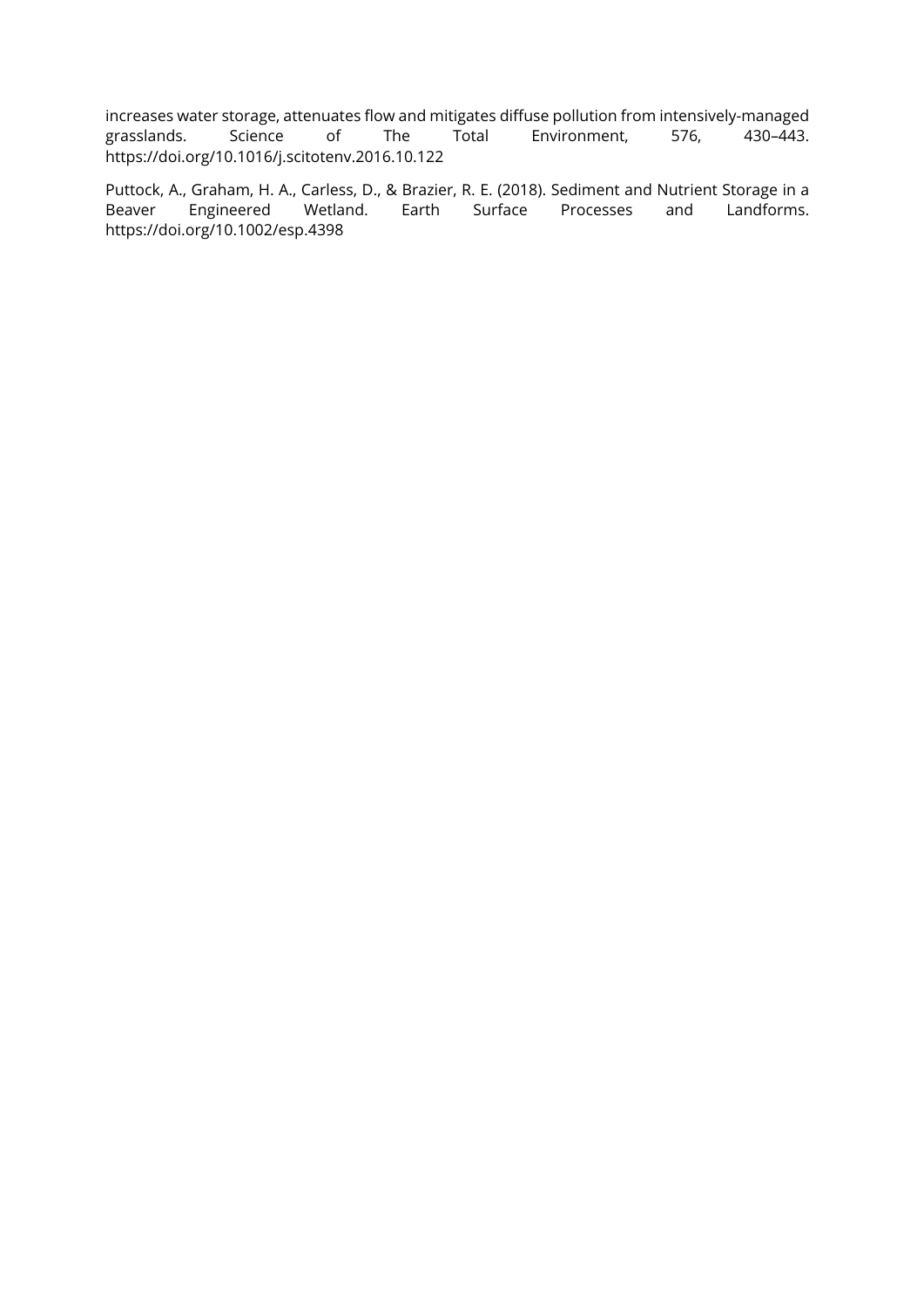increases water storage, attenuates flow and mitigates diffuse pollution from intensively-managed grasslands. Science of The Total Environment, 576, 430–443. https://doi.org/10.1016/j.scitotenv.2016.10.122

Puttock, A., Graham, H. A., Carless, D., & Brazier, R. E. (2018). Sediment and Nutrient Storage in a Beaver Engineered Wetland. Earth Surface Processes and Landforms. https://doi.org/10.1002/esp.4398